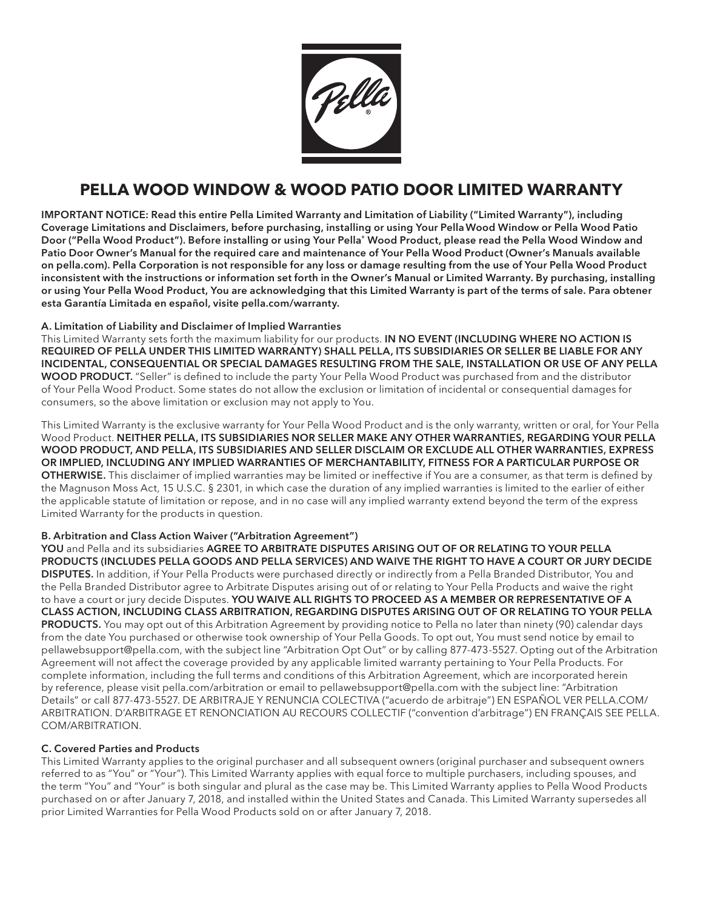# PELLA WOOD WINDOW & WOOD PATIO DOOR LIMITED WARRANTY

**IMPORTANT NOTICE: Read this entire Pella Limited Warranty and Limitation of Liability ("Limited Warranty"), including Coverage Limitations and Disclaimers, before purchasing, installing or using Your Pella Wood Window or Pella Wood Patio Door ("Pella Wood Product"). Before installing or using Your Pella® Wood Product, please read the Pella Wood Window and Patio Door Owner's Manual for the required care and maintenance of Your Pella Wood Product (Owner's Manuals available on pella.com). Pella Corporation is not responsible for any loss or damage resulting from the use of Your Pella Wood Product inconsistent with the instructions or information set forth in the Owner's Manual or Limited Warranty. By purchasing, installing or using Your Pella Wood Product, You are acknowledging that this Limited Warranty is part of the terms of sale. Para obtener esta Garantía Limitada en español, visite pella.com/warranty.**

### A. Limitation of Liability and Disclaimer of Implied Warranties

This Limited Warranty sets forth the maximum liability for our products. **IN NO EVENT (INCLUDING WHERE NO ACTION IS REQUIRED OF PELLA UNDER THIS LIMITED WARRANTY) SHALL PELLA, ITS SUBSIDIARIES OR SELLER BE LIABLE FOR ANY INCIDENTAL, CONSEQUENTIAL OR SPECIAL DAMAGES RESULTING FROM THE SALE, INSTALLATION OR USE OF ANY PELLA WOOD PRODUCT.** "Seller" is defined to include the party Your Pella Wood Product was purchased from and the distributor of Your Pella Wood Product. Some states do not allow the exclusion or limitation of incidental or consequential damages for consumers, so the above limitation or exclusion may not apply to You.

This Limited Warranty is the exclusive warranty for Your Pella Wood Product and is the only warranty, written or oral, for Your Pella Wood Product. **NEITHER PELLA, ITS SUBSIDIARIES NOR SELLER MAKE ANY OTHER WARRANTIES, REGARDING YOUR PELLA WOOD PRODUCT, AND PELLA, ITS SUBSIDIARIES AND SELLER DISCLAIM OR EXCLUDE ALL OTHER WARRANTIES, EXPRESS OR IMPLIED, INCLUDING ANY IMPLIED WARRANTIES OF MERCHANTABILITY, FITNESS FOR A PARTICULAR PURPOSE OR OTHERWISE.** This disclaimer of implied warranties may be limited or ineffective if You are a consumer, as that term is defined by the Magnuson Moss Act, 15 U.S.C. § 2301, in which case the duration of any implied warranties is limited to the earlier of either the applicable statute of limitation or repose, and in no case will any implied warranty extend beyond the term of the express Limited Warranty for the products in question.

### B. Arbitration and Class Action Waiver ("Arbitration Agreement")

**YOU** and Pella and its subsidiaries **AGREE TO ARBITRATE DISPUTES ARISING OUT OF OR RELATING TO YOUR PELLA PRODUCTS (INCLUDES PELLA GOODS AND PELLA SERVICES) AND WAIVE THE RIGHT TO HAVE A COURT OR JURY DECIDE DISPUTES.** In addition, if Your Pella Products were purchased directly or indirectly from a Pella Branded Distributor, You and the Pella Branded Distributor agree to Arbitrate Disputes arising out of or relating to Your Pella Products and waive the right to have a court or jury decide Disputes. **YOU WAIVE ALL RIGHTS TO PROCEED AS A MEMBER OR REPRESENTATIVE OF A CLASS ACTION, INCLUDING CLASS ARBITRATION, REGARDING DISPUTES ARISING OUT OF OR RELATING TO YOUR PELLA PRODUCTS.** You may opt out of this Arbitration Agreement by providing notice to Pella no later than ninety (90) calendar days from the date You purchased or otherwise took ownership of Your Pella Goods. To opt out, You must send notice by email to pellawebsupport@pella.com, with the subject line "Arbitration Opt Out" or by calling 877-473-5527. Opting out of the Arbitration Agreement will not affect the coverage provided by any applicable limited warranty pertaining to Your Pella Products. For complete information, including the full terms and conditions of this Arbitration Agreement, which are incorporated herein by reference, please visit pella.com/arbitration or email to pellawebsupport@pella.com with the subject line: "Arbitration Details" or call 877-473-5527. DE ARBITRAJE Y RENUNCIA COLECTIVA ("acuerdo de arbitraje") EN ESPAÑOL VER PELLA.COM/ARBITRATION. D'ARBITRAGE ET RENONCIATION AU RECOURS COLLECTIF ("convention d'arbitrage") EN FRANÇAIS SEE PELLA.COM/ARBITRATION.

### C. Covered Parties and Products

This Limited Warranty applies to the original purchaser and all subsequent owners (original purchaser and subsequent owners referred to as "You" or "Your"). This Limited Warranty applies with equal force to multiple purchasers, including spouses, and the term "You" and "Your" is both singular and plural as the case may be. This Limited Warranty applies to Pella Wood Products purchased on or after January 7, 2018, and installed within the United States and Canada. This Limited Warranty supersedes all prior Limited Warranties for Pella Wood Products sold on or after January 7, 2018.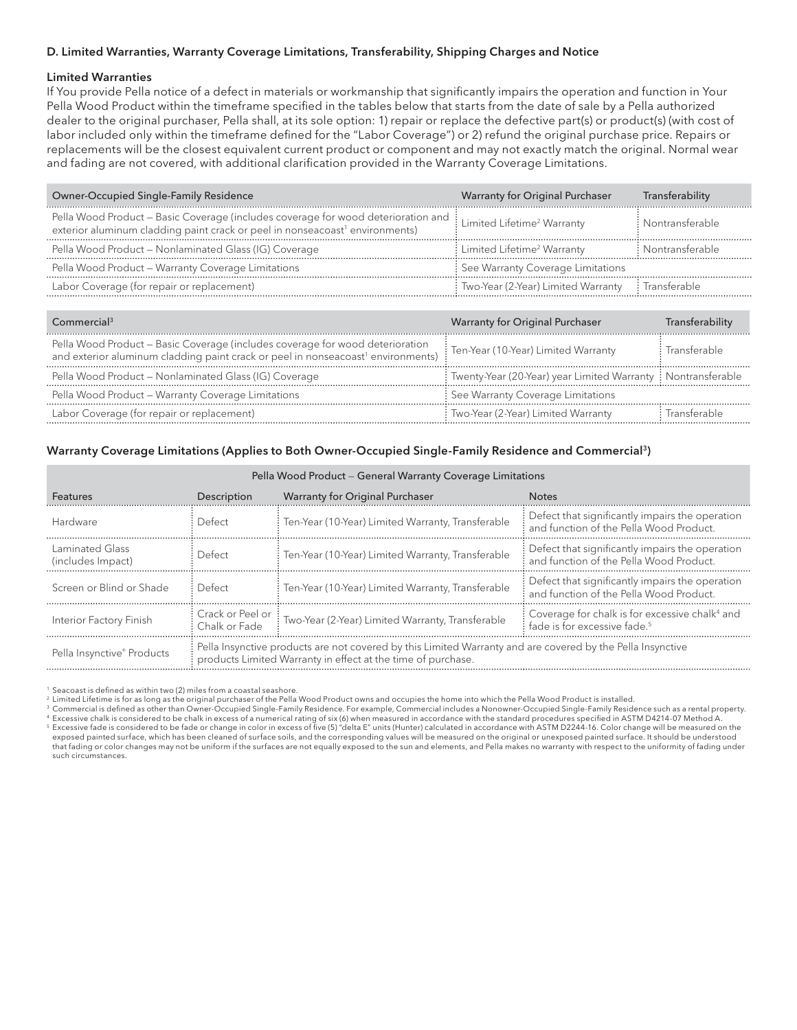### D. Limited Warranties, Warranty Coverage Limitations, Transferability, Shipping Charges and Notice

**Limited Warranties**

If You provide Pella notice of a defect in materials or workmanship that significantly impairs the operation and function in Your Pella Wood Product within the timeframe specified in the tables below that starts from the date of sale by a Pella authorized dealer to the original purchaser, Pella shall, at its sole option: 1) repair or replace the defective part(s) or product(s) (with cost of labor included only within the timeframe defined for the "Labor Coverage") or 2) refund the original purchase price. Repairs or replacements will be the closest equivalent current product or component and may not exactly match the original. Normal wear and fading are not covered, with additional clarification provided in the Warranty Coverage Limitations.

| Owner-Occupied Single-Family Residence | Warranty for Original Purchaser | Transferability |
|---|---|---|
| Pella Wood Product – Basic Coverage (includes coverage for wood deterioration and exterior aluminum cladding paint crack or peel in nonseacoast[1] environments) | Limited Lifetime[2] Warranty | Nontransferable |
| Pella Wood Product – Nonlaminated Glass (IG) Coverage | Limited Lifetime[2] Warranty | Nontransferable |
| Pella Wood Product – Warranty Coverage Limitations | See Warranty Coverage Limitations | |
| Labor Coverage (for repair or replacement) | Two-Year (2-Year) Limited Warranty | Transferable |

| Commercial[3] | Warranty for Original Purchaser | Transferability |
|---|---|---|
| Pella Wood Product – Basic Coverage (includes coverage for wood deterioration and exterior aluminum cladding paint crack or peel in nonseacoast[1] environments) | Ten-Year (10-Year) Limited Warranty | Transferable |
| Pella Wood Product – Nonlaminated Glass (IG) Coverage | Twenty-Year (20-Year) year Limited Warranty | Nontransferable |
| Pella Wood Product – Warranty Coverage Limitations | See Warranty Coverage Limitations | |
| Labor Coverage (for repair or replacement) | Two-Year (2-Year) Limited Warranty | Transferable |

**Warranty Coverage Limitations (Applies to Both Owner-Occupied Single-Family Residence and Commercial[3])**

| Pella Wood Product – General Warranty Coverage Limitations | | | |
|---|---|---|---|
| Features | Description | Warranty for Original Purchaser | Notes |
| Hardware | Defect | Ten-Year (10-Year) Limited Warranty, Transferable | Defect that significantly impairs the operation and function of the Pella Wood Product. |
| Laminated Glass (includes Impact) | Defect | Ten-Year (10-Year) Limited Warranty, Transferable | Defect that significantly impairs the operation and function of the Pella Wood Product. |
| Screen or Blind or Shade | Defect | Ten-Year (10-Year) Limited Warranty, Transferable | Defect that significantly impairs the operation and function of the Pella Wood Product. |
| Interior Factory Finish | Crack or Peel or Chalk or Fade | Two-Year (2-Year) Limited Warranty, Transferable | Coverage for chalk is for excessive chalk[4] and fade is for excessive fade.[5] |
| Pella Insynctive® Products | Pella Insynctive products are not covered by this Limited Warranty and are covered by the Pella Insynctive products Limited Warranty in effect at the time of purchase. | | |

[1] Seacoast is defined as within two (2) miles from a coastal seashore.
[2] Limited Lifetime is for as long as the original purchaser of the Pella Wood Product owns and occupies the home into which the Pella Wood Product is installed.
[3] Commercial is defined as other than Owner-Occupied Single-Family Residence. For example, Commercial includes a Nonowner-Occupied Single-Family Residence such as a rental property.
[4] Excessive chalk is considered to be chalk in excess of a numerical rating of six (6) when measured in accordance with the standard procedures specified in ASTM D4214-07 Method A.
[5] Excessive fade is considered to be fade or change in color in excess of five (5) "delta E" units (Hunter) calculated in accordance with ASTM D2244-16. Color change will be measured on the exposed painted surface, which has been cleaned of surface soils, and the corresponding values will be measured on the original or unexposed painted surface. It should be understood that fading or color changes may not be uniform if the surfaces are not equally exposed to the sun and elements, and Pella makes no warranty with respect to the uniformity of fading under such circumstances.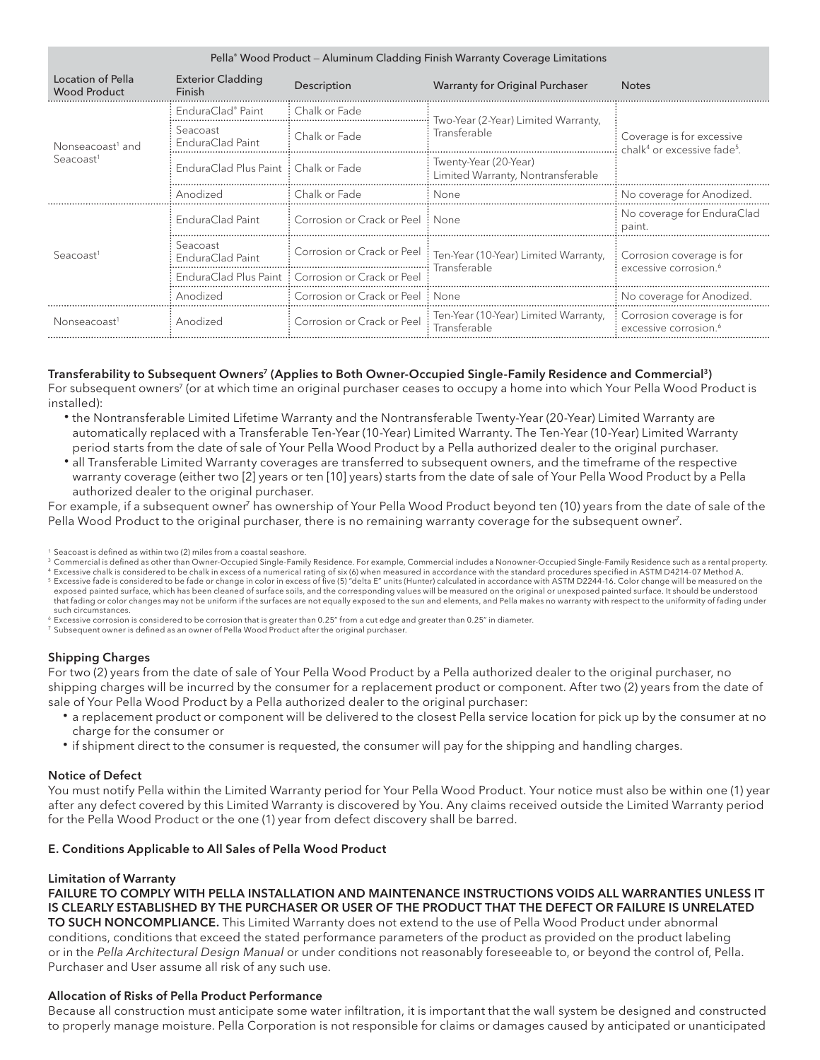| Pella® Wood Product — Aluminum Cladding Finish Warranty Coverage Limitations | | | | |
|---|---|---|---|---|
| Location of Pella Wood Product | Exterior Cladding Finish | Description | Warranty for Original Purchaser | Notes |
| Nonseacoast[1] and Seacoast[1] | EnduraClad® Paint | Chalk or Fade | Two-Year (2-Year) Limited Warranty, Transferable | Coverage is for excessive chalk[4] or excessive fade[5]. |
| | Seacoast EnduraClad Paint | Chalk or Fade | | |
| | EnduraClad Plus Paint | Chalk or Fade | Twenty-Year (20-Year) Limited Warranty, Nontransferable | |
| | Anodized | Chalk or Fade | None | No coverage for Anodized. |
| Seacoast[1] | EnduraClad Paint | Corrosion or Crack or Peel | None | No coverage for EnduraClad paint. |
| | Seacoast EnduraClad Paint | Corrosion or Crack or Peel | Ten-Year (10-Year) Limited Warranty, Transferable | Corrosion coverage is for excessive corrosion.[6] |
| | EnduraClad Plus Paint | Corrosion or Crack or Peel | | |
| | Anodized | Corrosion or Crack or Peel | None | No coverage for Anodized. |
| Nonseacoast[1] | Anodized | Corrosion or Crack or Peel | Ten-Year (10-Year) Limited Warranty, Transferable | Corrosion coverage is for excessive corrosion.[6] |

### Transferability to Subsequent Owners[7] (Applies to Both Owner-Occupied Single-Family Residence and Commercial[3])

For subsequent owners[7] (or at which time an original purchaser ceases to occupy a home into which Your Pella Wood Product is installed):

- the Nontransferable Limited Lifetime Warranty and the Nontransferable Twenty-Year (20-Year) Limited Warranty are automatically replaced with a Transferable Ten-Year (10-Year) Limited Warranty. The Ten-Year (10-Year) Limited Warranty period starts from the date of sale of Your Pella Wood Product by a Pella authorized dealer to the original purchaser.
- all Transferable Limited Warranty coverages are transferred to subsequent owners, and the timeframe of the respective warranty coverage (either two [2] years or ten [10] years) starts from the date of sale of Your Pella Wood Product by a Pella authorized dealer to the original purchaser.

For example, if a subsequent owner[7] has ownership of Your Pella Wood Product beyond ten (10) years from the date of sale of the Pella Wood Product to the original purchaser, there is no remaining warranty coverage for the subsequent owner[7].

[1] Seacoast is defined as within two (2) miles from a coastal seashore.
[3] Commercial is defined as other than Owner-Occupied Single-Family Residence. For example, Commercial includes a Nonowner-Occupied Single-Family Residence such as a rental property.
[4] Excessive chalk is considered to be chalk in excess of a numerical rating of six (6) when measured in accordance with the standard procedures specified in ASTM D4214-07 Method A.
[5] Excessive fade is considered to be fade or change in color in excess of five (5) "delta E" units (Hunter) calculated in accordance with ASTM D2244-16. Color change will be measured on the exposed painted surface, which has been cleaned of surface soils, and the corresponding values will be measured on the original or unexposed painted surface. It should be understood that fading or color changes may not be uniform if the surfaces are not equally exposed to the sun and elements, and Pella makes no warranty with respect to the uniformity of fading under such circumstances.
[6] Excessive corrosion is considered to be corrosion that is greater than 0.25" from a cut edge and greater than 0.25" in diameter.
[7] Subsequent owner is defined as an owner of Pella Wood Product after the original purchaser.

### Shipping Charges

For two (2) years from the date of sale of Your Pella Wood Product by a Pella authorized dealer to the original purchaser, no shipping charges will be incurred by the consumer for a replacement product or component. After two (2) years from the date of sale of Your Pella Wood Product by a Pella authorized dealer to the original purchaser:

- a replacement product or component will be delivered to the closest Pella service location for pick up by the consumer at no charge for the consumer or
- if shipment direct to the consumer is requested, the consumer will pay for the shipping and handling charges.

### Notice of Defect

You must notify Pella within the Limited Warranty period for Your Pella Wood Product. Your notice must also be within one (1) year after any defect covered by this Limited Warranty is discovered by You. Any claims received outside the Limited Warranty period for the Pella Wood Product or the one (1) year from defect discovery shall be barred.

## E. Conditions Applicable to All Sales of Pella Wood Product

### Limitation of Warranty

**FAILURE TO COMPLY WITH PELLA INSTALLATION AND MAINTENANCE INSTRUCTIONS VOIDS ALL WARRANTIES UNLESS IT IS CLEARLY ESTABLISHED BY THE PURCHASER OR USER OF THE PRODUCT THAT THE DEFECT OR FAILURE IS UNRELATED TO SUCH NONCOMPLIANCE.** This Limited Warranty does not extend to the use of Pella Wood Product under abnormal conditions, conditions that exceed the stated performance parameters of the product as provided on the product labeling or in the *Pella Architectural Design Manual* or under conditions not reasonably foreseeable to, or beyond the control of, Pella. Purchaser and User assume all risk of any such use.

### Allocation of Risks of Pella Product Performance

Because all construction must anticipate some water infiltration, it is important that the wall system be designed and constructed to properly manage moisture. Pella Corporation is not responsible for claims or damages caused by anticipated or unanticipated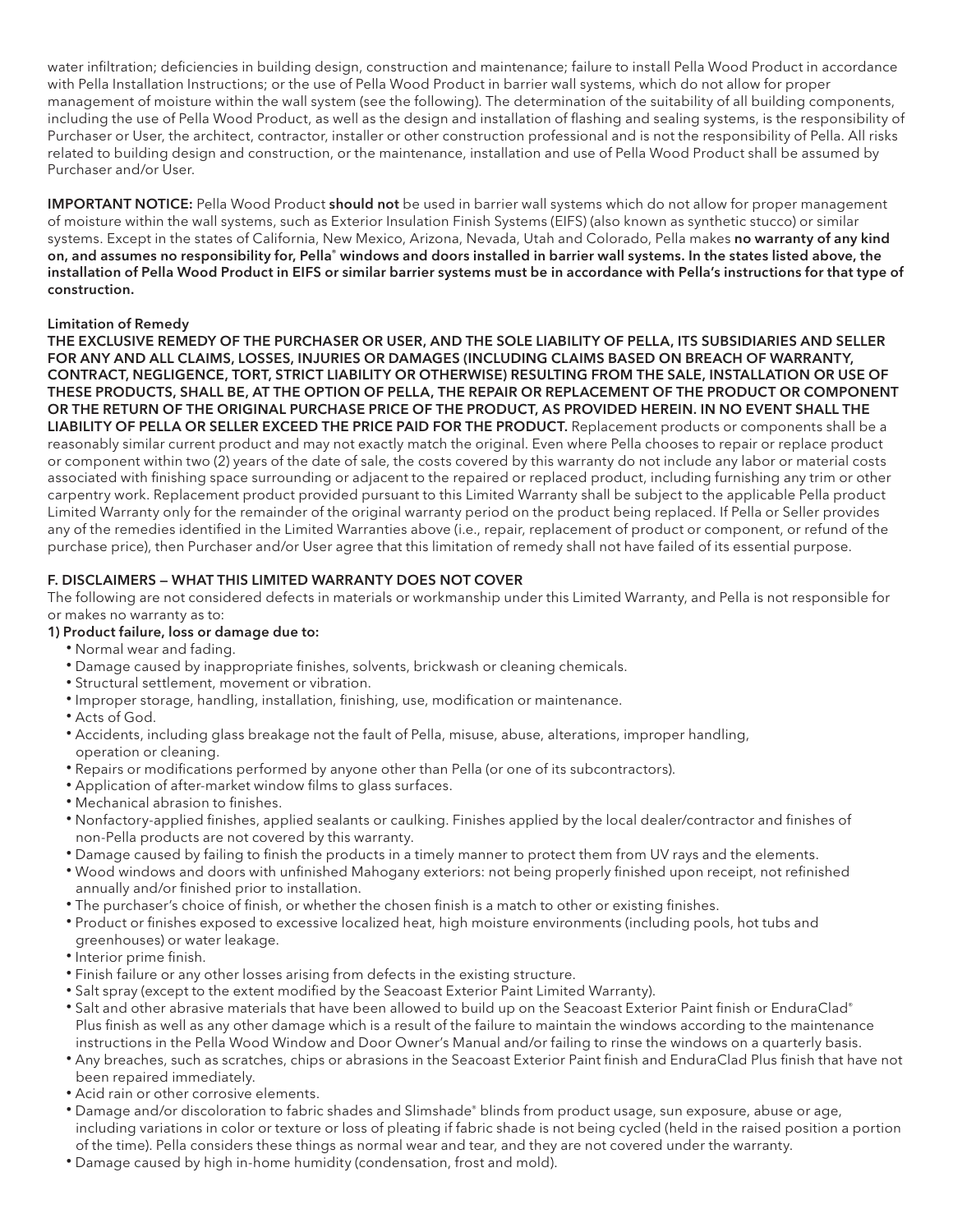water infiltration; deficiencies in building design, construction and maintenance; failure to install Pella Wood Product in accordance with Pella Installation Instructions; or the use of Pella Wood Product in barrier wall systems, which do not allow for proper management of moisture within the wall system (see the following). The determination of the suitability of all building components, including the use of Pella Wood Product, as well as the design and installation of flashing and sealing systems, is the responsibility of Purchaser or User, the architect, contractor, installer or other construction professional and is not the responsibility of Pella. All risks related to building design and construction, or the maintenance, installation and use of Pella Wood Product shall be assumed by Purchaser and/or User.

**IMPORTANT NOTICE:** Pella Wood Product **should not** be used in barrier wall systems which do not allow for proper management of moisture within the wall systems, such as Exterior Insulation Finish Systems (EIFS) (also known as synthetic stucco) or similar systems. Except in the states of California, New Mexico, Arizona, Nevada, Utah and Colorado, Pella makes **no warranty of any kind on, and assumes no responsibility for, Pella® windows and doors installed in barrier wall systems. In the states listed above, the installation of Pella Wood Product in EIFS or similar barrier systems must be in accordance with Pella's instructions for that type of construction.**

**Limitation of Remedy**

**THE EXCLUSIVE REMEDY OF THE PURCHASER OR USER, AND THE SOLE LIABILITY OF PELLA, ITS SUBSIDIARIES AND SELLER FOR ANY AND ALL CLAIMS, LOSSES, INJURIES OR DAMAGES (INCLUDING CLAIMS BASED ON BREACH OF WARRANTY, CONTRACT, NEGLIGENCE, TORT, STRICT LIABILITY OR OTHERWISE) RESULTING FROM THE SALE, INSTALLATION OR USE OF THESE PRODUCTS, SHALL BE, AT THE OPTION OF PELLA, THE REPAIR OR REPLACEMENT OF THE PRODUCT OR COMPONENT OR THE RETURN OF THE ORIGINAL PURCHASE PRICE OF THE PRODUCT, AS PROVIDED HEREIN. IN NO EVENT SHALL THE LIABILITY OF PELLA OR SELLER EXCEED THE PRICE PAID FOR THE PRODUCT.** Replacement products or components shall be a reasonably similar current product and may not exactly match the original. Even where Pella chooses to repair or replace product or component within two (2) years of the date of sale, the costs covered by this warranty do not include any labor or material costs associated with finishing space surrounding or adjacent to the repaired or replaced product, including furnishing any trim or other carpentry work. Replacement product provided pursuant to this Limited Warranty shall be subject to the applicable Pella product Limited Warranty only for the remainder of the original warranty period on the product being replaced. If Pella or Seller provides any of the remedies identified in the Limited Warranties above (i.e., repair, replacement of product or component, or refund of the purchase price), then Purchaser and/or User agree that this limitation of remedy shall not have failed of its essential purpose.

## F. DISCLAIMERS — WHAT THIS LIMITED WARRANTY DOES NOT COVER

The following are not considered defects in materials or workmanship under this Limited Warranty, and Pella is not responsible for or makes no warranty as to:

**1) Product failure, loss or damage due to:**

- Normal wear and fading.
- Damage caused by inappropriate finishes, solvents, brickwash or cleaning chemicals.
- Structural settlement, movement or vibration.
- Improper storage, handling, installation, finishing, use, modification or maintenance.
- Acts of God.
- Accidents, including glass breakage not the fault of Pella, misuse, abuse, alterations, improper handling, operation or cleaning.
- Repairs or modifications performed by anyone other than Pella (or one of its subcontractors).
- Application of after-market window films to glass surfaces.
- Mechanical abrasion to finishes.
- Nonfactory-applied finishes, applied sealants or caulking. Finishes applied by the local dealer/contractor and finishes of non-Pella products are not covered by this warranty.
- Damage caused by failing to finish the products in a timely manner to protect them from UV rays and the elements.
- Wood windows and doors with unfinished Mahogany exteriors: not being properly finished upon receipt, not refinished annually and/or finished prior to installation.
- The purchaser's choice of finish, or whether the chosen finish is a match to other or existing finishes.
- Product or finishes exposed to excessive localized heat, high moisture environments (including pools, hot tubs and greenhouses) or water leakage.
- Interior prime finish.
- Finish failure or any other losses arising from defects in the existing structure.
- Salt spray (except to the extent modified by the Seacoast Exterior Paint Limited Warranty).
- Salt and other abrasive materials that have been allowed to build up on the Seacoast Exterior Paint finish or EnduraClad® Plus finish as well as any other damage which is a result of the failure to maintain the windows according to the maintenance instructions in the Pella Wood Window and Door Owner's Manual and/or failing to rinse the windows on a quarterly basis.
- Any breaches, such as scratches, chips or abrasions in the Seacoast Exterior Paint finish and EnduraClad Plus finish that have not been repaired immediately.
- Acid rain or other corrosive elements.
- Damage and/or discoloration to fabric shades and Slimshade® blinds from product usage, sun exposure, abuse or age, including variations in color or texture or loss of pleating if fabric shade is not being cycled (held in the raised position a portion of the time). Pella considers these things as normal wear and tear, and they are not covered under the warranty.
- Damage caused by high in-home humidity (condensation, frost and mold).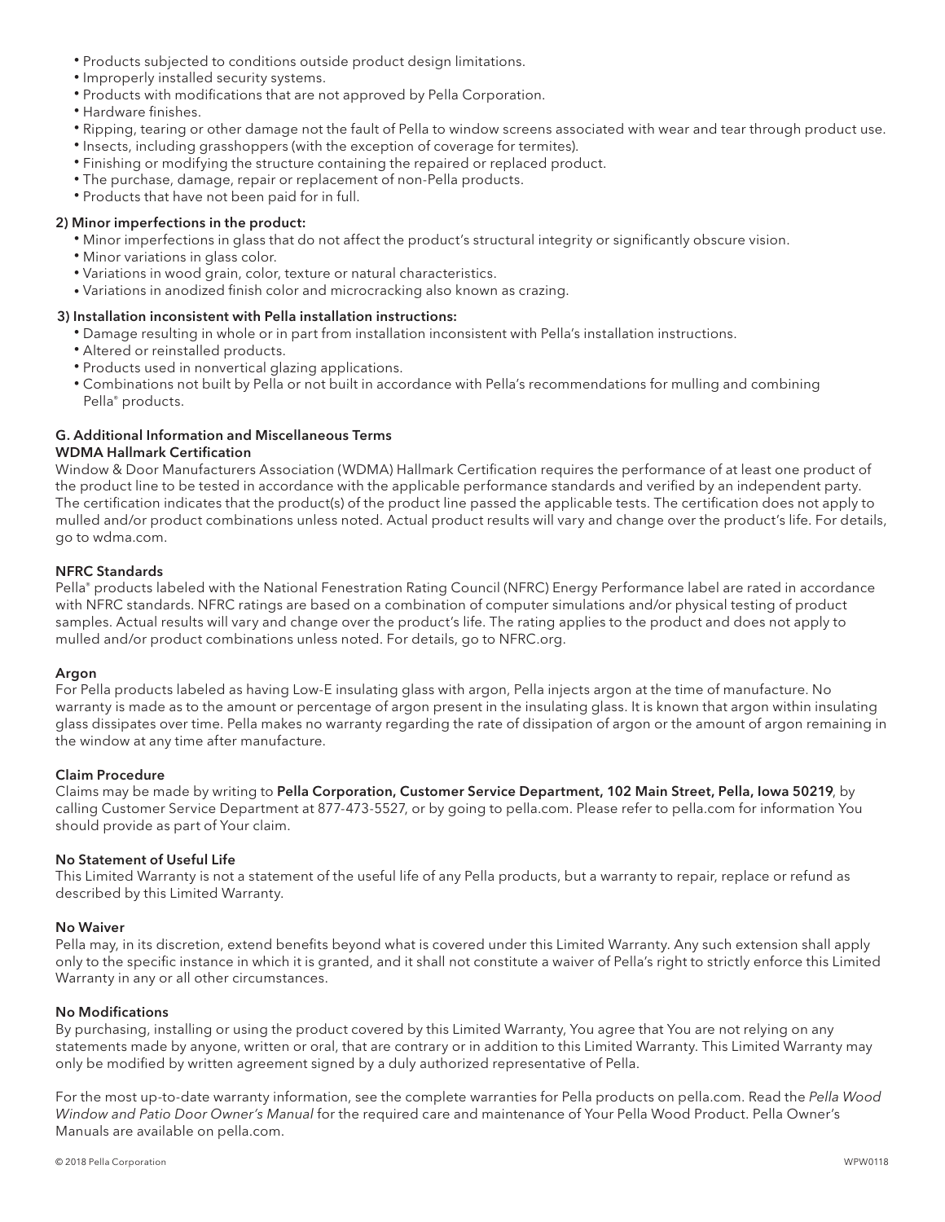- Products subjected to conditions outside product design limitations.
- Improperly installed security systems.
- Products with modifications that are not approved by Pella Corporation.
- Hardware finishes.
- Ripping, tearing or other damage not the fault of Pella to window screens associated with wear and tear through product use.
- Insects, including grasshoppers (with the exception of coverage for termites).
- Finishing or modifying the structure containing the repaired or replaced product.
- The purchase, damage, repair or replacement of non-Pella products.
- Products that have not been paid for in full.

**2) Minor imperfections in the product:**

- Minor imperfections in glass that do not affect the product's structural integrity or significantly obscure vision.
- Minor variations in glass color.
- Variations in wood grain, color, texture or natural characteristics.
- Variations in anodized finish color and microcracking also known as crazing.

**3) Installation inconsistent with Pella installation instructions:**

- Damage resulting in whole or in part from installation inconsistent with Pella's installation instructions.
- Altered or reinstalled products.
- Products used in nonvertical glazing applications.
- Combinations not built by Pella or not built in accordance with Pella's recommendations for mulling and combining Pella® products.

## G. Additional Information and Miscellaneous Terms

### WDMA Hallmark Certification

Window & Door Manufacturers Association (WDMA) Hallmark Certification requires the performance of at least one product of the product line to be tested in accordance with the applicable performance standards and verified by an independent party. The certification indicates that the product(s) of the product line passed the applicable tests. The certification does not apply to mulled and/or product combinations unless noted. Actual product results will vary and change over the product's life. For details, go to wdma.com.

### NFRC Standards

Pella® products labeled with the National Fenestration Rating Council (NFRC) Energy Performance label are rated in accordance with NFRC standards. NFRC ratings are based on a combination of computer simulations and/or physical testing of product samples. Actual results will vary and change over the product's life. The rating applies to the product and does not apply to mulled and/or product combinations unless noted. For details, go to NFRC.org.

### Argon

For Pella products labeled as having Low-E insulating glass with argon, Pella injects argon at the time of manufacture. No warranty is made as to the amount or percentage of argon present in the insulating glass. It is known that argon within insulating glass dissipates over time. Pella makes no warranty regarding the rate of dissipation of argon or the amount of argon remaining in the window at any time after manufacture.

### Claim Procedure

Claims may be made by writing to **Pella Corporation, Customer Service Department, 102 Main Street, Pella, Iowa 50219**, by calling Customer Service Department at 877-473-5527, or by going to pella.com. Please refer to pella.com for information You should provide as part of Your claim.

### No Statement of Useful Life

This Limited Warranty is not a statement of the useful life of any Pella products, but a warranty to repair, replace or refund as described by this Limited Warranty.

### No Waiver

Pella may, in its discretion, extend benefits beyond what is covered under this Limited Warranty. Any such extension shall apply only to the specific instance in which it is granted, and it shall not constitute a waiver of Pella's right to strictly enforce this Limited Warranty in any or all other circumstances.

### No Modifications

By purchasing, installing or using the product covered by this Limited Warranty, You agree that You are not relying on any statements made by anyone, written or oral, that are contrary or in addition to this Limited Warranty. This Limited Warranty may only be modified by written agreement signed by a duly authorized representative of Pella.

For the most up-to-date warranty information, see the complete warranties for Pella products on pella.com. Read the *Pella Wood Window and Patio Door Owner's Manual* for the required care and maintenance of Your Pella Wood Product. Pella Owner's Manuals are available on pella.com.

© 2018 Pella Corporation WPW0118